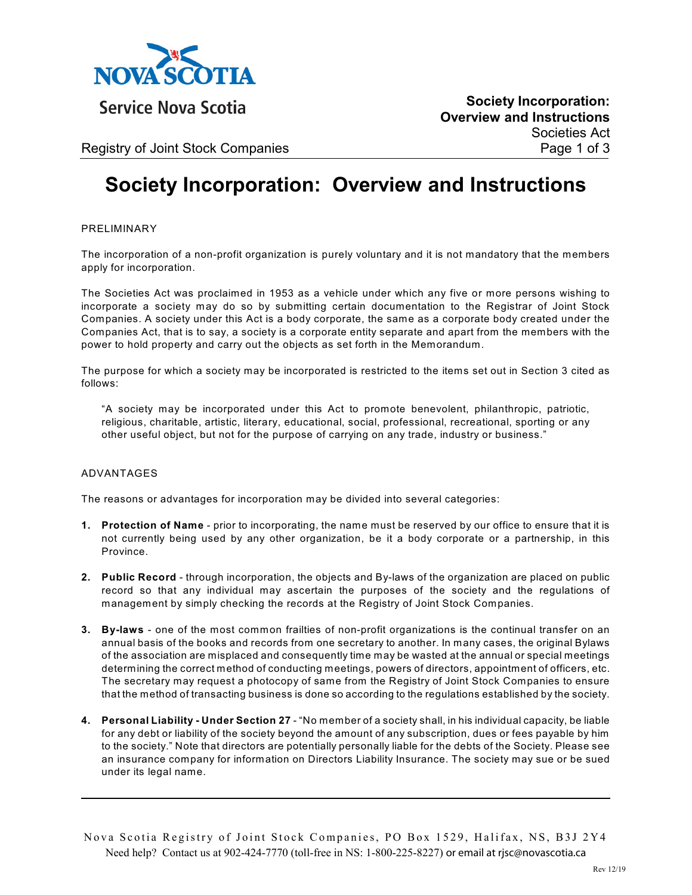# Society Incorporation: Overview and Instructions

PRELIMINARY

The incorporation of a non-profit organization is purely voluntary and it is not mandatory that the members apply for incorporation.

The Societies Act was proclaimed in 1953 as a vehicle under which any five or more persons wishing to incorporate a society may do so by submitting certain documentation to the Registrar of Joint Stock Companies. A society under this Act is a body corporate, the same as a corporate body created under the Companies Act, that is to say, a society is a corporate entity separate and apart from the members with the power to hold property and carry out the objects as set forth in the Memorandum.

The purpose for which a society may be incorporated is restricted to the items set out in Section 3 cited as follows:

> "A society may be incorporated under this Act to promote benevolent, philanthropic, patriotic, religious, charitable, artistic, literary, educational, social, professional, recreational, sporting or any other useful object, but not for the purpose of carrying on any trade, industry or business."

ADVANTAGES

The reasons or advantages for incorporation may be divided into several categories:

1. **Protection of Name** - prior to incorporating, the name must be reserved by our office to ensure that it is not currently being used by any other organization, be it a body corporate or a partnership, in this Province.

2. **Public Record** - through incorporation, the objects and By-laws of the organization are placed on public record so that any individual may ascertain the purposes of the society and the regulations of management by simply checking the records at the Registry of Joint Stock Companies.

3. **By-laws** - one of the most common frailties of non-profit organizations is the continual transfer on an annual basis of the books and records from one secretary to another. In many cases, the original Bylaws of the association are misplaced and consequently time may be wasted at the annual or special meetings determining the correct method of conducting meetings, powers of directors, appointment of officers, etc. The secretary may request a photocopy of same from the Registry of Joint Stock Companies to ensure that the method of transacting business is done so according to the regulations established by the society.

4. **Personal Liability - Under Section 27** - "No member of a society shall, in his individual capacity, be liable for any debt or liability of the society beyond the amount of any subscription, dues or fees payable by him to the society." Note that directors are potentially personally liable for the debts of the Society. Please see an insurance company for information on Directors Liability Insurance. The society may sue or be sued under its legal name.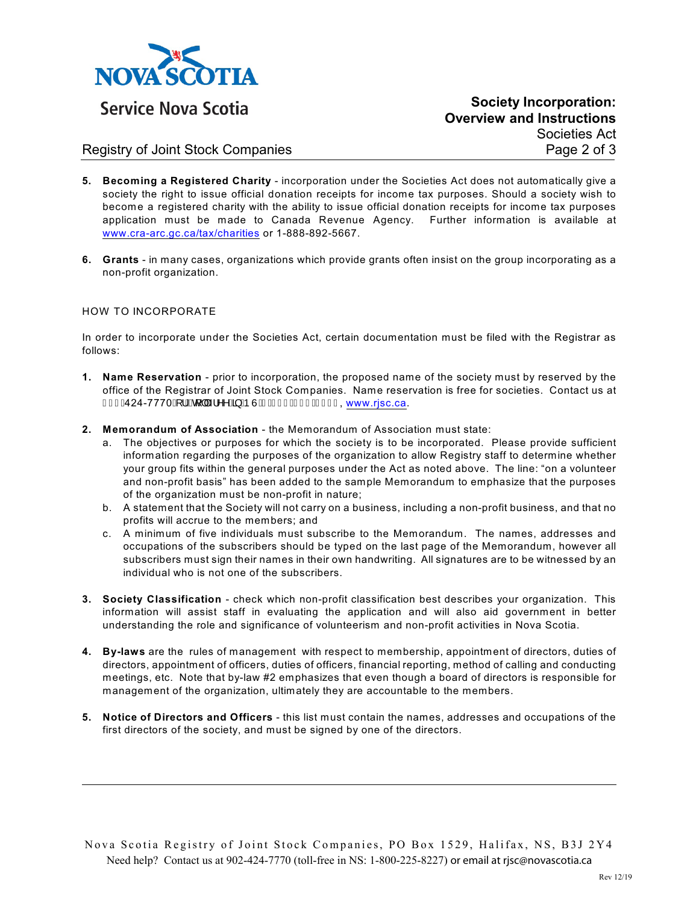5. **Becoming a Registered Charity** - incorporation under the Societies Act does not automatically give a society the right to issue official donation receipts for income tax purposes. Should a society wish to become a registered charity with the ability to issue official donation receipts for income tax purposes application must be made to Canada Revenue Agency. Further information is available at www.cra-arc.gc.ca/tax/charities or 1-888-892-5667.

6. **Grants** - in many cases, organizations which provide grants often insist on the group incorporating as a non-profit organization.

HOW TO INCORPORATE

In order to incorporate under the Societies Act, certain documentation must be filed with the Registrar as follows:

1. **Name Reservation** - prior to incorporation, the proposed name of the society must by reserved by the office of the Registrar of Joint Stock Companies. Name reservation is free for societies. Contact us at (902) 424-7770 or toll free in NS 1-800-225-8227, www.rjsc.ca.

2. **Memorandum of Association** - the Memorandum of Association must state:
   a. The objectives or purposes for which the society is to be incorporated. Please provide sufficient information regarding the purposes of the organization to allow Registry staff to determine whether your group fits within the general purposes under the Act as noted above. The line: "on a volunteer and non-profit basis" has been added to the sample Memorandum to emphasize that the purposes of the organization must be non-profit in nature;
   b. A statement that the Society will not carry on a business, including a non-profit business, and that no profits will accrue to the members; and
   c. A minimum of five individuals must subscribe to the Memorandum. The names, addresses and occupations of the subscribers should be typed on the last page of the Memorandum, however all subscribers must sign their names in their own handwriting. All signatures are to be witnessed by an individual who is not one of the subscribers.

3. **Society Classification** - check which non-profit classification best describes your organization. This information will assist staff in evaluating the application and will also aid government in better understanding the role and significance of volunteerism and non-profit activities in Nova Scotia.

4. **By-laws** are the rules of management with respect to membership, appointment of directors, duties of directors, appointment of officers, duties of officers, financial reporting, method of calling and conducting meetings, etc. Note that by-law #2 emphasizes that even though a board of directors is responsible for management of the organization, ultimately they are accountable to the members.

5. **Notice of Directors and Officers** - this list must contain the names, addresses and occupations of the first directors of the society, and must be signed by one of the directors.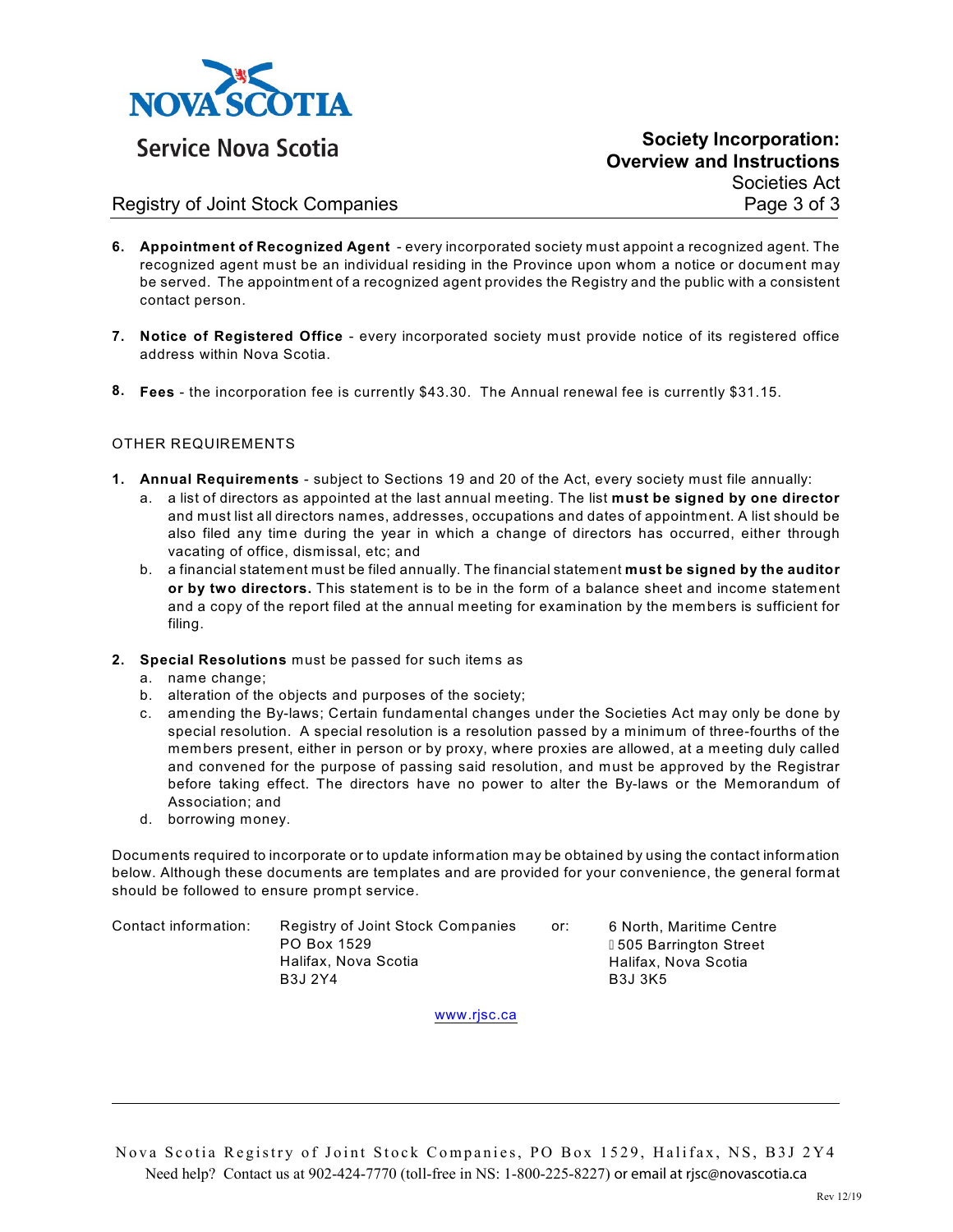6. **Appointment of Recognized Agent** - every incorporated society must appoint a recognized agent. The recognized agent must be an individual residing in the Province upon whom a notice or document may be served. The appointment of a recognized agent provides the Registry and the public with a consistent contact person.

7. **Notice of Registered Office** - every incorporated society must provide notice of its registered office address within Nova Scotia.

8. **Fees** - the incorporation fee is currently $43.30. The Annual renewal fee is currently $31.15.

OTHER REQUIREMENTS

1. **Annual Requirements** - subject to Sections 19 and 20 of the Act, every society must file annually:
   a. a list of directors as appointed at the last annual meeting. The list **must be signed by one director** and must list all directors names, addresses, occupations and dates of appointment. A list should be also filed any time during the year in which a change of directors has occurred, either through vacating of office, dismissal, etc; and
   b. a financial statement must be filed annually. The financial statement **must be signed by the auditor or by two directors.** This statement is to be in the form of a balance sheet and income statement and a copy of the report filed at the annual meeting for examination by the members is sufficient for filing.

2. **Special Resolutions** must be passed for such items as
   a. name change;
   b. alteration of the objects and purposes of the society;
   c. amending the By-laws; Certain fundamental changes under the Societies Act may only be done by special resolution. A special resolution is a resolution passed by a minimum of three-fourths of the members present, either in person or by proxy, where proxies are allowed, at a meeting duly called and convened for the purpose of passing said resolution, and must be approved by the Registrar before taking effect. The directors have no power to alter the By-laws or the Memorandum of Association; and
   d. borrowing money.

Documents required to incorporate or to update information may be obtained by using the contact information below. Although these documents are templates and are provided for your convenience, the general format should be followed to ensure prompt service.

| | | | |
|---|---|---|---|
| Contact information: | Registry of Joint Stock Companies<br>PO Box 1529<br>Halifax, Nova Scotia<br>B3J 2Y4 | or: | 6 North, Maritime Centre<br>1505 Barrington Street<br>Halifax, Nova Scotia<br>B3J 3K5 |

www.rjsc.ca

Nova Scotia Registry of Joint Stock Companies, PO Box 1529, Halifax, NS, B3J 2Y4
Need help? Contact us at 902-424-7770 (toll-free in NS: 1-800-225-8227) or email at rjsc@novascotia.ca

Rev 12/19